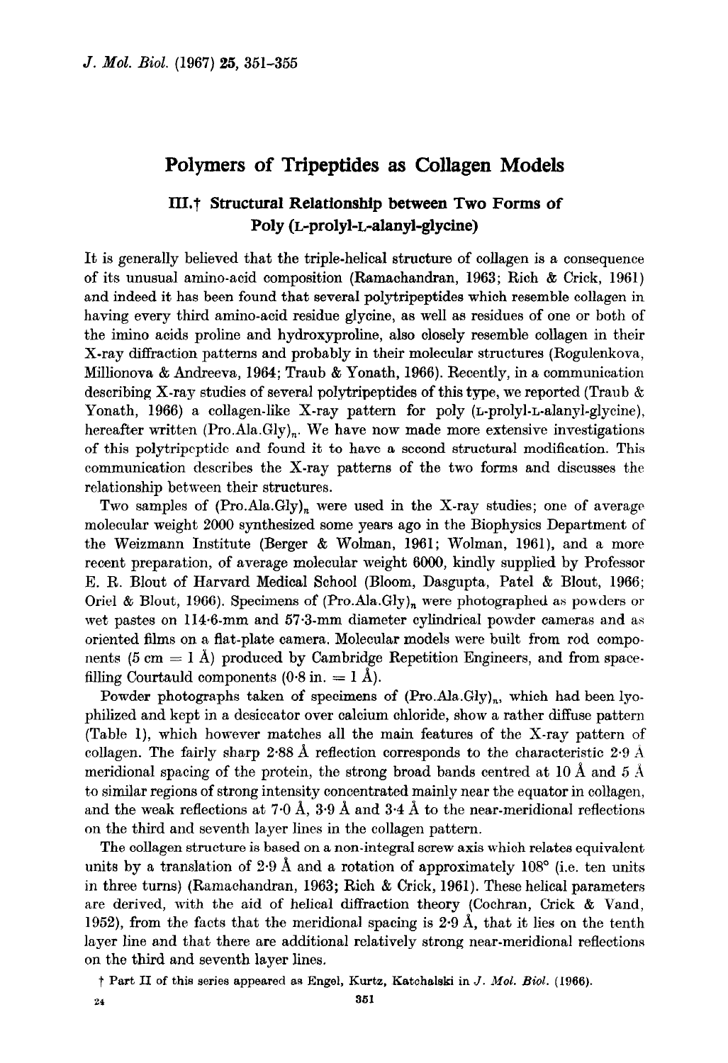# Polymers of Tripeptides as Collagen Models

## III.† Structural Relationship between Two Forms of Poly (L-prolyl-L-alanyl-glycine)

It is generally believed that the triple-helical structure of collagen is a consequence of its unusual amino-acid composition (Ramachandran, 1963; Rich & Crick, 1961) and indeed it has been found that several polytripeptides which resemble collagen in having every third amino-acid residue glycine, as well as residues of one or both of the imino acids proline and hydroxyproline, also closely resemble collagen in their X-ray diffraction patterns and probably in their molecular structures (Rogulenkova, Millionova & Andreeva, 1964; Traub & Yonath, 1966). Recently, in a communication describing X-ray studies of several polytripeptides of this type, we reported (Traub & Yonath, 1966) a collagen-like X-ray pattern for poly (L-prolyl-L-alanyl-glycine), hereafter written $(\text{Pro.Ala.Gly})_n$. We have now made more extensive investigations of this polytripeptide and found it to have a second structural modification. This communication describes the X-ray patterns of the two forms and discusses the relationship between their structures.

Two samples of $(\text{Pro.Ala.Gly})_n$ were used in the X-ray studies; one of average molecular weight 2000 synthesized some years ago in the Biophysics Department of the Weizmann Institute (Berger & Wolman, 1961; Wolman, 1961), and a more recent preparation, of average molecular weight 6000, kindly supplied by Professor E. R. Blout of Harvard Medical School (Bloom, Dasgupta, Patel & Blout, 1966; Oriel & Blout, 1966). Specimens of $(\text{Pro.Ala.Gly})_n$ were photographed as powders or wet pastes on 114·6-mm and 57·3-mm diameter cylindrical powder cameras and as oriented films on a flat-plate camera. Molecular models were built from rod components (5 cm = 1 Å) produced by Cambridge Repetition Engineers, and from space-filling Courtauld components (0·8 in. = 1 Å).

Powder photographs taken of specimens of $(\text{Pro.Ala.Gly})_n$, which had been lyophilized and kept in a desiccator over calcium chloride, show a rather diffuse pattern (Table 1), which however matches all the main features of the X-ray pattern of collagen. The fairly sharp 2·88 Å reflection corresponds to the characteristic 2·9 Å meridional spacing of the protein, the strong broad bands centred at 10 Å and 5 Å to similar regions of strong intensity concentrated mainly near the equator in collagen, and the weak reflections at 7·0 Å, 3·9 Å and 3·4 Å to the near-meridional reflections on the third and seventh layer lines in the collagen pattern.

The collagen structure is based on a non-integral screw axis which relates equivalent units by a translation of 2·9 Å and a rotation of approximately 108° (i.e. ten units in three turns) (Ramachandran, 1963; Rich & Crick, 1961). These helical parameters are derived, with the aid of helical diffraction theory (Cochran, Crick & Vand, 1952), from the facts that the meridional spacing is 2·9 Å, that it lies on the tenth layer line and that there are additional relatively strong near-meridional reflections on the third and seventh layer lines.

† Part II of this series appeared as Engel, Kurtz, Katchalski in *J. Mol. Biol.* (1966).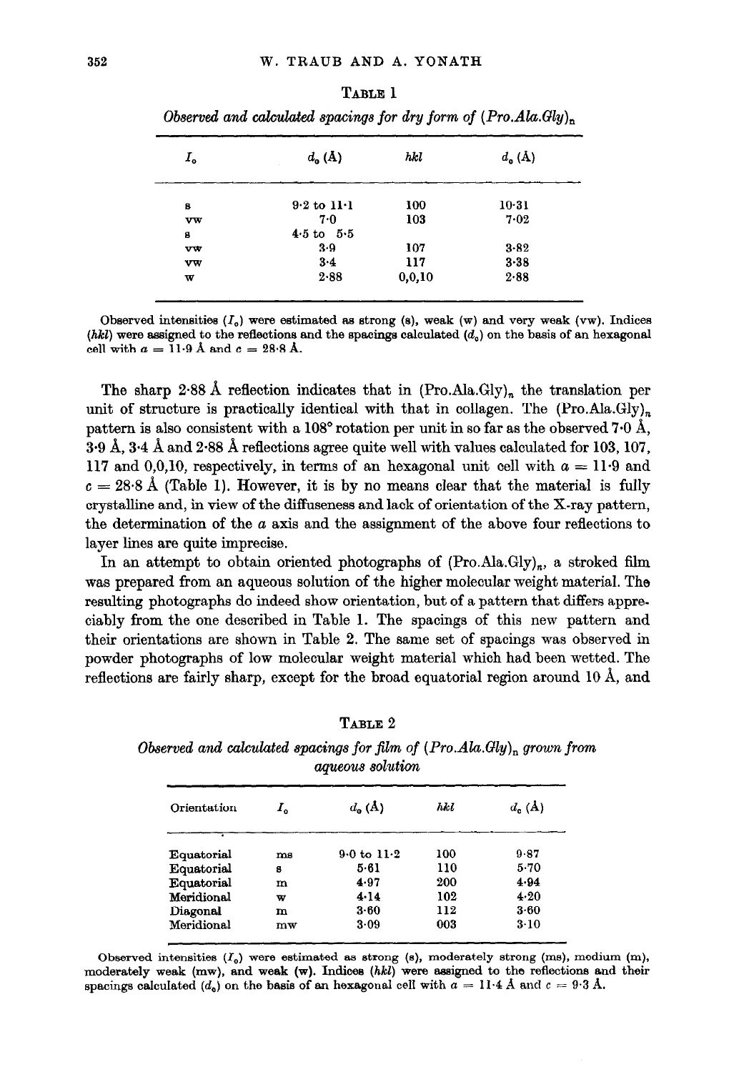TABLE 1

*Observed and calculated spacings for dry form of (Pro.Ala.Gly)$_n$*

| $I_o$ | $d_o$ (Å) | *hkl* | $d_c$ (Å) |
|---|---|---|---|
| s | 9·2 to 11·1 | 100 | 10·31 |
| vw | 7·0 | 103 | 7·02 |
| s | 4·5 to 5·5 | | |
| vw | 3·9 | 107 | 3·82 |
| vw | 3·4 | 117 | 3·38 |
| w | 2·88 | 0,0,10 | 2·88 |

Observed intensities ($I_o$) were estimated as strong (s), weak (w) and very weak (vw). Indices (*hkl*) were assigned to the reflections and the spacings calculated ($d_c$) on the basis of an hexagonal cell with $a$ = 11·9 Å and $c$ = 28·8 Å.

The sharp 2·88 Å reflection indicates that in (Pro.Ala.Gly)$_n$ the translation per unit of structure is practically identical with that in collagen. The (Pro.Ala.Gly)$_n$ pattern is also consistent with a 108° rotation per unit in so far as the observed 7·0 Å, 3·9 Å, 3·4 Å and 2·88 Å reflections agree quite well with values calculated for 103, 107, 117 and 0,0,10, respectively, in terms of an hexagonal unit cell with $a$ = 11·9 and $c$ = 28·8 Å (Table 1). However, it is by no means clear that the material is fully crystalline and, in view of the diffuseness and lack of orientation of the X-ray pattern, the determination of the $a$ axis and the assignment of the above four reflections to layer lines are quite imprecise.

In an attempt to obtain oriented photographs of (Pro.Ala.Gly)$_n$, a stroked film was prepared from an aqueous solution of the higher molecular weight material. The resulting photographs do indeed show orientation, but of a pattern that differs appreciably from the one described in Table 1. The spacings of this new pattern and their orientations are shown in Table 2. The same set of spacings was observed in powder photographs of low molecular weight material which had been wetted. The reflections are fairly sharp, except for the broad equatorial region around 10 Å, and

TABLE 2

*Observed and calculated spacings for film of (Pro.Ala.Gly)$_n$ grown from aqueous solution*

| Orientation | $I_o$ | $d_o$ (Å) | *hkl* | $d_c$ (Å) |
|---|---|---|---|---|
| Equatorial | ms | 9·0 to 11·2 | 100 | 9·87 |
| Equatorial | s | 5·61 | 110 | 5·70 |
| Equatorial | m | 4·97 | 200 | 4·94 |
| Meridional | w | 4·14 | 102 | 4·20 |
| Diagonal | m | 3·60 | 112 | 3·60 |
| Meridional | mw | 3·09 | 003 | 3·10 |

Observed intensities ($I_o$) were estimated as strong (s), moderately strong (ms), medium (m), moderately weak (mw), and weak (w). Indices (*hkl*) were assigned to the reflections and their spacings calculated ($d_c$) on the basis of an hexagonal cell with $a$ = 11·4 Å and $c$ = 9·3 Å.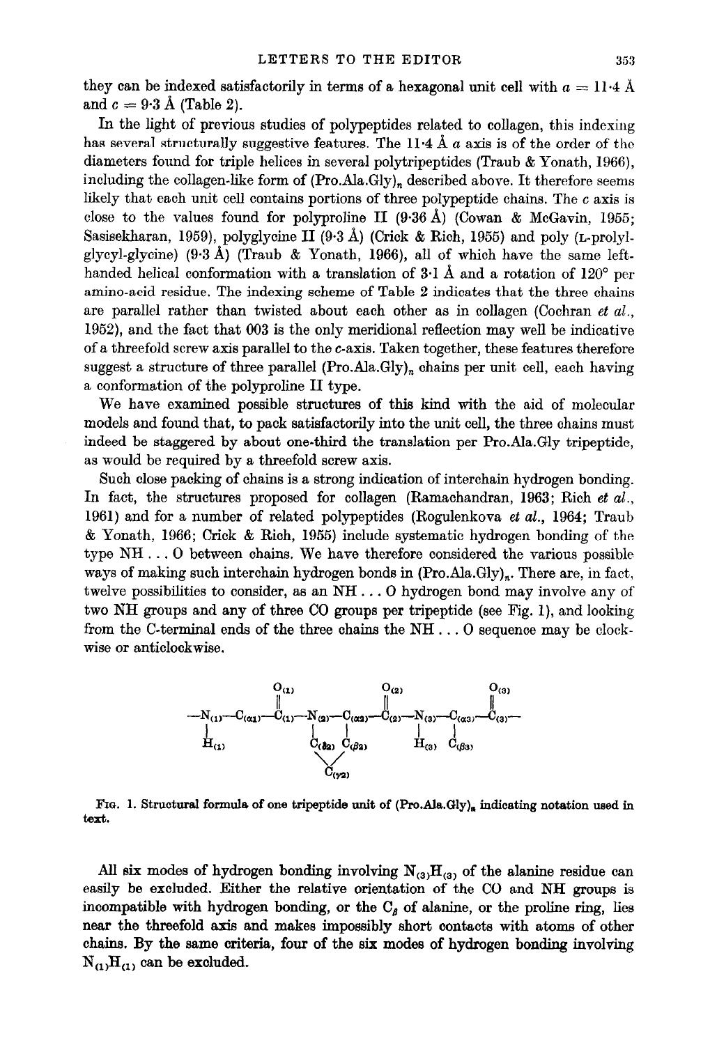they can be indexed satisfactorily in terms of a hexagonal unit cell with $a = 11{\cdot}4$ Å and $c = 9{\cdot}3$ Å (Table 2).

In the light of previous studies of polypeptides related to collagen, this indexing has several structurally suggestive features. The 11·4 Å $a$ axis is of the order of the diameters found for triple helices in several polytripeptides (Traub & Yonath, 1966), including the collagen-like form of $(\text{Pro.Ala.Gly})_n$ described above. It therefore seems likely that each unit cell contains portions of three polypeptide chains. The $c$ axis is close to the values found for polyproline II (9·36 Å) (Cowan & McGavin, 1955; Sasisekharan, 1959), polyglycine II (9·3 Å) (Crick & Rich, 1955) and poly (L-prolyl-glycyl-glycine) (9·3 Å) (Traub & Yonath, 1966), all of which have the same left-handed helical conformation with a translation of 3·1 Å and a rotation of 120° per amino-acid residue. The indexing scheme of Table 2 indicates that the three chains are parallel rather than twisted about each other as in collagen (Cochran *et al.*, 1952), and the fact that 003 is the only meridional reflection may well be indicative of a threefold screw axis parallel to the $c$-axis. Taken together, these features therefore suggest a structure of three parallel $(\text{Pro.Ala.Gly})_n$ chains per unit cell, each having a conformation of the polyproline II type.

We have examined possible structures of this kind with the aid of molecular models and found that, to pack satisfactorily into the unit cell, the three chains must indeed be staggered by about one-third the translation per Pro.Ala.Gly tripeptide, as would be required by a threefold screw axis.

Such close packing of chains is a strong indication of interchain hydrogen bonding. In fact, the structures proposed for collagen (Ramachandran, 1963; Rich *et al.*, 1961) and for a number of related polypeptides (Rogulenkova *et al.*, 1964; Traub & Yonath, 1966; Crick & Rich, 1955) include systematic hydrogen bonding of the type NH ... O between chains. We have therefore considered the various possible ways of making such interchain hydrogen bonds in $(\text{Pro.Ala.Gly})_n$. There are, in fact, twelve possibilities to consider, as an NH ... O hydrogen bond may involve any of two NH groups and any of three CO groups per tripeptide (see Fig. 1), and looking from the C-terminal ends of the three chains the NH ... O sequence may be clockwise or anticlockwise.

```
            O(1)              O(2)             O(3)
            ||                ||               ||
—N(1)—C(α1)—C(1)—N(2)—C(α2)—C(2)—N(3)—C(α3)—C(3)—
 |                |     |              |     |
 H(1)            C(δ2) C(β2)          H(3)  C(β3)
                   \   /
                   C(γ2)
```

FIG. 1. Structural formula of one tripeptide unit of $(\text{Pro.Ala.Gly})_n$ indicating notation used in text.

All six modes of hydrogen bonding involving $N_{(3)}H_{(3)}$ of the alanine residue can easily be excluded. Either the relative orientation of the CO and NH groups is incompatible with hydrogen bonding, or the $C_\beta$ of alanine, or the proline ring, lies near the threefold axis and makes impossibly short contacts with atoms of other chains. By the same criteria, four of the six modes of hydrogen bonding involving $N_{(1)}H_{(1)}$ can be excluded.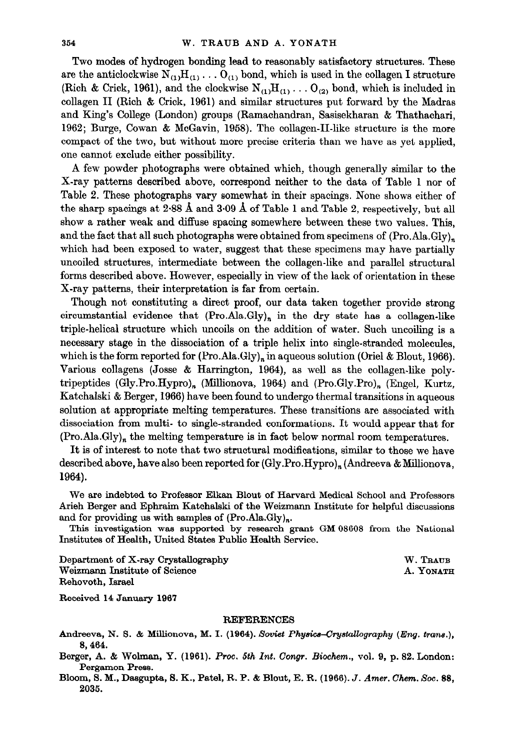Two modes of hydrogen bonding lead to reasonably satisfactory structures. These are the anticlockwise $N_{(1)}H_{(1)} \ldots O_{(1)}$ bond, which is used in the collagen I structure (Rich & Crick, 1961), and the clockwise $N_{(1)}H_{(1)} \ldots O_{(2)}$ bond, which is included in collagen II (Rich & Crick, 1961) and similar structures put forward by the Madras and King's College (London) groups (Ramachandran, Sasisekharan & Thathachari, 1962; Burge, Cowan & McGavin, 1958). The collagen-II-like structure is the more compact of the two, but without more precise criteria than we have as yet applied, one cannot exclude either possibility.

A few powder photographs were obtained which, though generally similar to the X-ray patterns described above, correspond neither to the data of Table 1 nor of Table 2. These photographs vary somewhat in their spacings. None shows either of the sharp spacings at 2·88 Å and 3·09 Å of Table 1 and Table 2, respectively, but all show a rather weak and diffuse spacing somewhere between these two values. This, and the fact that all such photographs were obtained from specimens of $(\text{Pro.Ala.Gly})_n$ which had been exposed to water, suggest that these specimens may have partially uncoiled structures, intermediate between the collagen-like and parallel structural forms described above. However, especially in view of the lack of orientation in these X-ray patterns, their interpretation is far from certain.

Though not constituting a direct proof, our data taken together provide strong circumstantial evidence that $(\text{Pro.Ala.Gly})_n$ in the dry state has a collagen-like triple-helical structure which uncoils on the addition of water. Such uncoiling is a necessary stage in the dissociation of a triple helix into single-stranded molecules, which is the form reported for $(\text{Pro.Ala.Gly})_n$ in aqueous solution (Oriel & Blout, 1966). Various collagens (Josse & Harrington, 1964), as well as the collagen-like polytripeptides $(\text{Gly.Pro.Hypro})_n$ (Millionova, 1964) and $(\text{Pro.Gly.Pro})_n$ (Engel, Kurtz, Katchalski & Berger, 1966) have been found to undergo thermal transitions in aqueous solution at appropriate melting temperatures. These transitions are associated with dissociation from multi- to single-stranded conformations. It would appear that for $(\text{Pro.Ala.Gly})_n$ the melting temperature is in fact below normal room temperatures.

It is of interest to note that two structural modifications, similar to those we have described above, have also been reported for $(\text{Gly.Pro.Hypro})_n$ (Andreeva & Millionova, 1964).

We are indebted to Professor Elkan Blout of Harvard Medical School and Professors Arieh Berger and Ephraim Katchalski of the Weizmann Institute for helpful discussions and for providing us with samples of $(\text{Pro.Ala.Gly})_n$.

This investigation was supported by research grant GM 08608 from the National Institutes of Health, United States Public Health Service.

Department of X-ray Crystallography
Weizmann Institute of Science
Rehovoth, Israel

W. Traub
A. Yonath

Received 14 January 1967

## REFERENCES

Andreeva, N. S. & Millionova, M. I. (1964). *Soviet Physics–Crystallography (Eng. trans.)*, **8**, 464.

Berger, A. & Wolman, Y. (1961). *Proc. 5th Int. Congr. Biochem.*, vol. **9**, p. 82. London: Pergamon Press.

Bloom, S. M., Dasgupta, S. K., Patel, R. P. & Blout, E. R. (1966). *J. Amer. Chem. Soc.* **88**, 2035.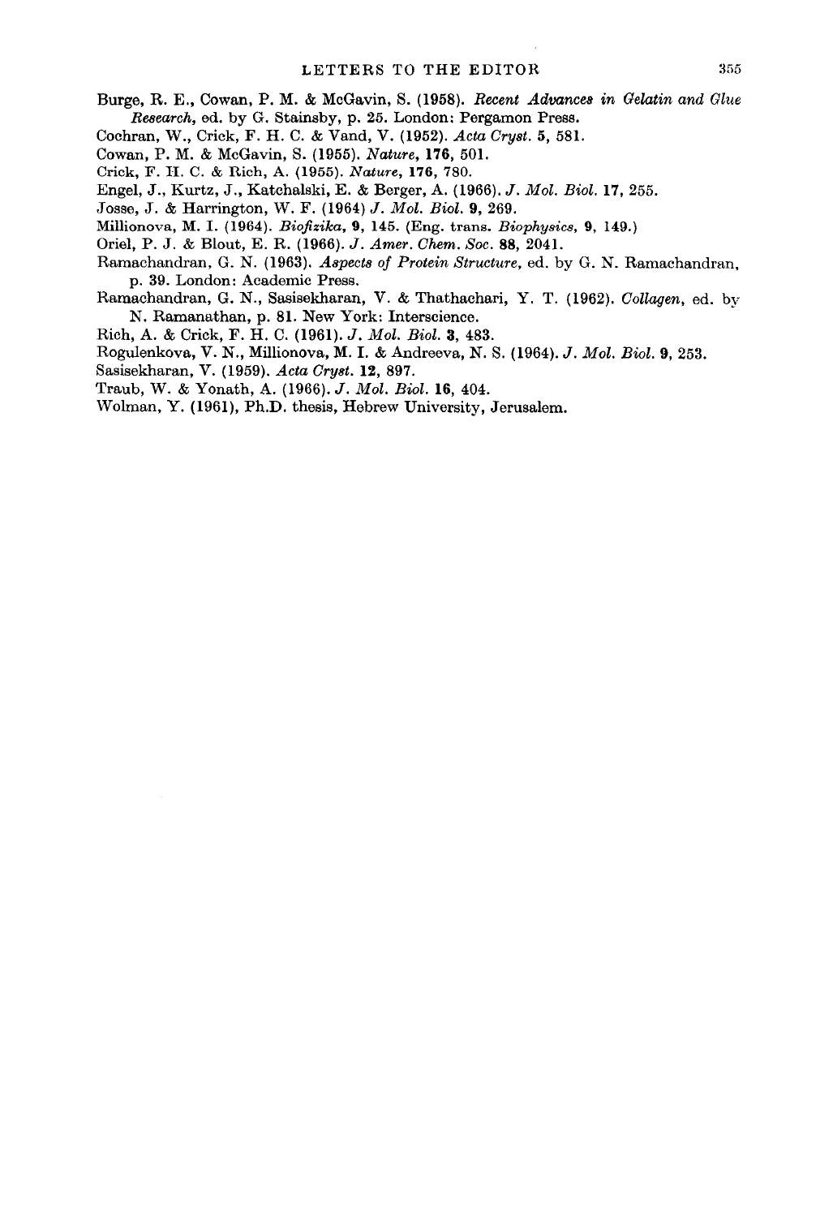Burge, R. E., Cowan, P. M. & McGavin, S. (1958). *Recent Advances in Gelatin and Glue Research*, ed. by G. Stainsby, p. 25. London: Pergamon Press.

Cochran, W., Crick, F. H. C. & Vand, V. (1952). *Acta Cryst.* **5**, 581.

Cowan, P. M. & McGavin, S. (1955). *Nature*, **176**, 501.

Crick, F. H. C. & Rich, A. (1955). *Nature*, **176**, 780.

Engel, J., Kurtz, J., Katchalski, E. & Berger, A. (1966). *J. Mol. Biol.* **17**, 255.

Josse, J. & Harrington, W. F. (1964) *J. Mol. Biol.* **9**, 269.

Millionova, M. I. (1964). *Biofizika*, **9**, 145. (Eng. trans. *Biophysics*, **9**, 149.)

Oriel, P. J. & Blout, E. R. (1966). *J. Amer. Chem. Soc.* **88**, 2041.

Ramachandran, G. N. (1963). *Aspects of Protein Structure*, ed. by G. N. Ramachandran, p. 39. London: Academic Press.

Ramachandran, G. N., Sasisekharan, V. & Thathachari, Y. T. (1962). *Collagen*, ed. by N. Ramanathan, p. 81. New York: Interscience.

Rich, A. & Crick, F. H. C. (1961). *J. Mol. Biol.* **3**, 483.

Rogulenkova, V. N., Millionova, M. I. & Andreeva, N. S. (1964). *J. Mol. Biol.* **9**, 253.

Sasisekharan, V. (1959). *Acta Cryst.* **12**, 897.

Traub, W. & Yonath, A. (1966). *J. Mol. Biol.* **16**, 404.

Wolman, Y. (1961), Ph.D. thesis, Hebrew University, Jerusalem.